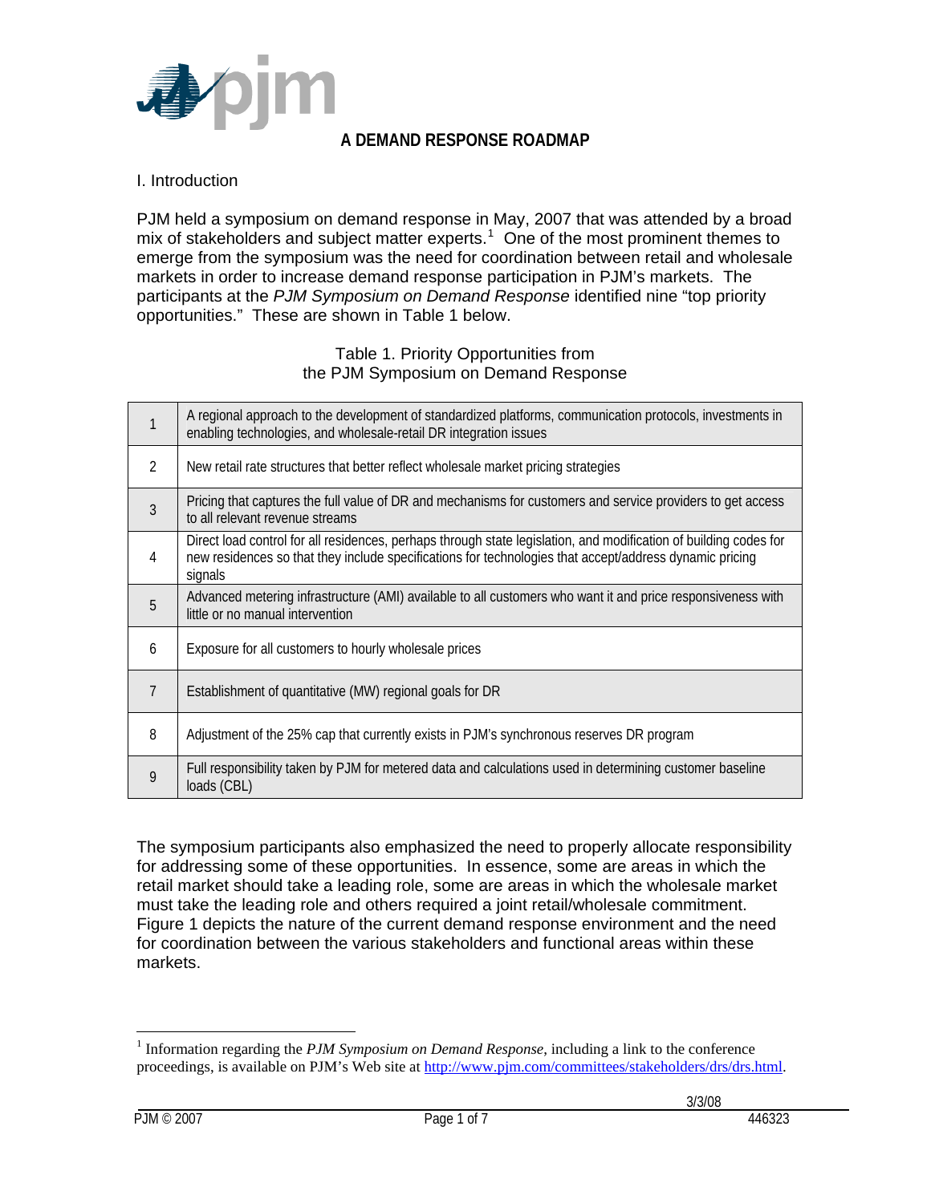# A DEMAND RESPONSE ROADMAP

## I. Introduction

PJM held a symposium on demand response in May, 2007 that was attended by a broad mix of stakeholders and subject matter experts.[1] One of the most prominent themes to emerge from the symposium was the need for coordination between retail and wholesale markets in order to increase demand response participation in PJM's markets. The participants at the *PJM Symposium on Demand Response* identified nine "top priority opportunities." These are shown in Table 1 below.

Table 1. Priority Opportunities from the PJM Symposium on Demand Response

| | |
|---|---|
| 1 | A regional approach to the development of standardized platforms, communication protocols, investments in enabling technologies, and wholesale-retail DR integration issues |
| 2 | New retail rate structures that better reflect wholesale market pricing strategies |
| 3 | Pricing that captures the full value of DR and mechanisms for customers and service providers to get access to all relevant revenue streams |
| 4 | Direct load control for all residences, perhaps through state legislation, and modification of building codes for new residences so that they include specifications for technologies that accept/address dynamic pricing signals |
| 5 | Advanced metering infrastructure (AMI) available to all customers who want it and price responsiveness with little or no manual intervention |
| 6 | Exposure for all customers to hourly wholesale prices |
| 7 | Establishment of quantitative (MW) regional goals for DR |
| 8 | Adjustment of the 25% cap that currently exists in PJM's synchronous reserves DR program |
| 9 | Full responsibility taken by PJM for metered data and calculations used in determining customer baseline loads (CBL) |

The symposium participants also emphasized the need to properly allocate responsibility for addressing some of these opportunities. In essence, some are areas in which the retail market should take a leading role, some are areas in which the wholesale market must take the leading role and others required a joint retail/wholesale commitment. Figure 1 depicts the nature of the current demand response environment and the need for coordination between the various stakeholders and functional areas within these markets.

[1] Information regarding the *PJM Symposium on Demand Response*, including a link to the conference proceedings, is available on PJM's Web site at http://www.pjm.com/committees/stakeholders/drs/drs.html.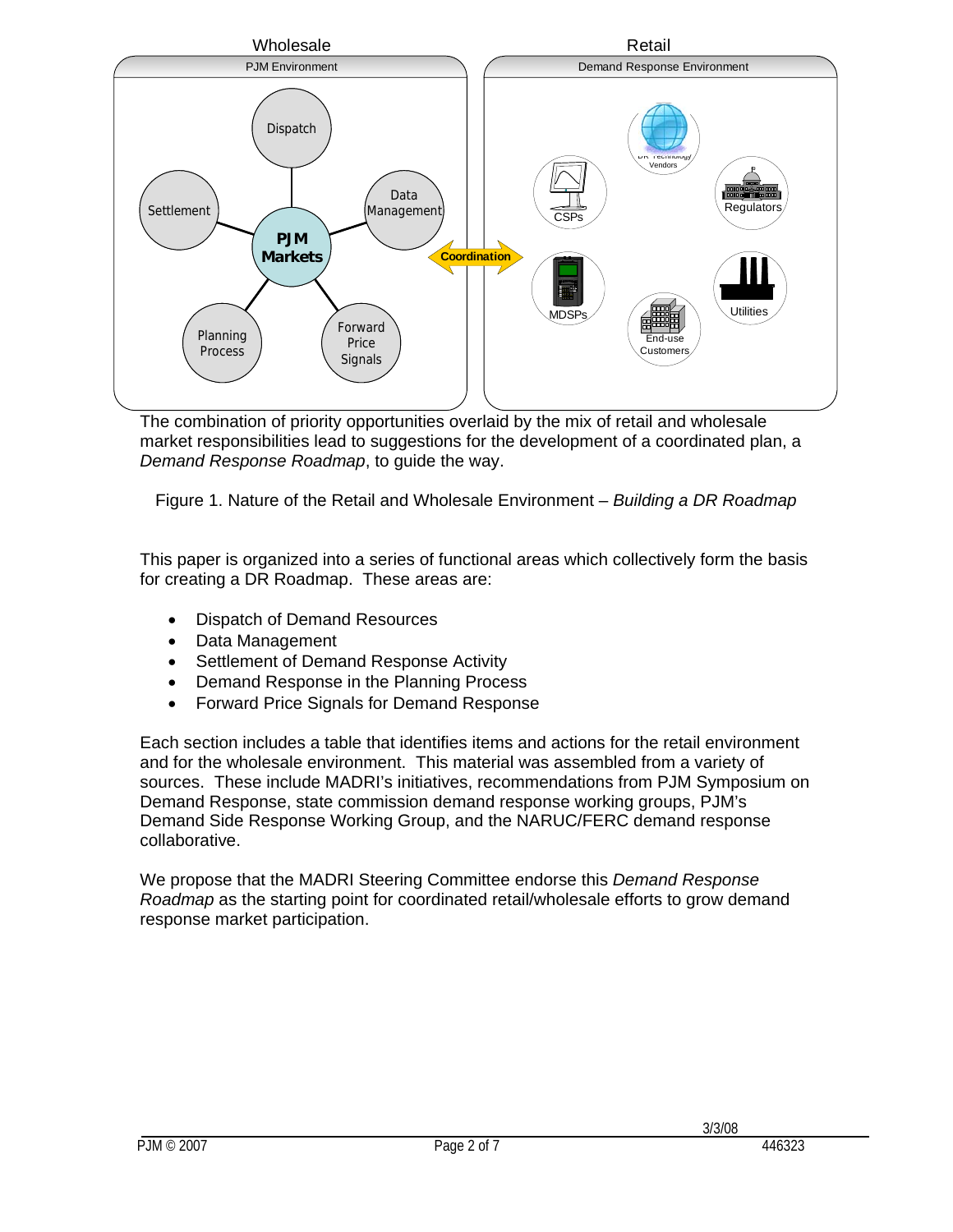The combination of priority opportunities overlaid by the mix of retail and wholesale market responsibilities lead to suggestions for the development of a coordinated plan, a *Demand Response Roadmap*, to guide the way.

Figure 1. Nature of the Retail and Wholesale Environment – *Building a DR Roadmap*

This paper is organized into a series of functional areas which collectively form the basis for creating a DR Roadmap. These areas are:

- Dispatch of Demand Resources
- Data Management
- Settlement of Demand Response Activity
- Demand Response in the Planning Process
- Forward Price Signals for Demand Response

Each section includes a table that identifies items and actions for the retail environment and for the wholesale environment. This material was assembled from a variety of sources. These include MADRI's initiatives, recommendations from PJM Symposium on Demand Response, state commission demand response working groups, PJM's Demand Side Response Working Group, and the NARUC/FERC demand response collaborative.

We propose that the MADRI Steering Committee endorse this *Demand Response Roadmap* as the starting point for coordinated retail/wholesale efforts to grow demand response market participation.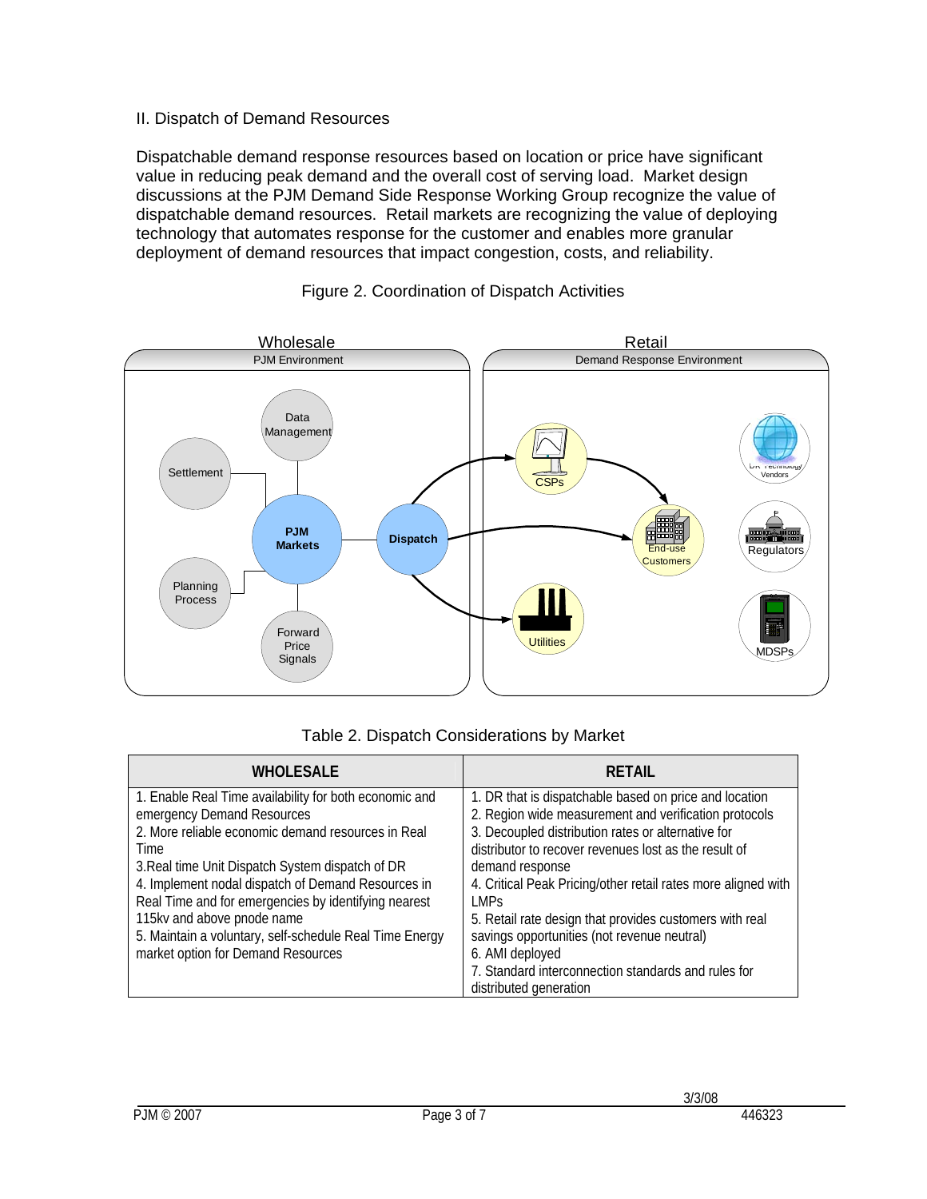## II. Dispatch of Demand Resources

Dispatchable demand response resources based on location or price have significant value in reducing peak demand and the overall cost of serving load. Market design discussions at the PJM Demand Side Response Working Group recognize the value of dispatchable demand resources. Retail markets are recognizing the value of deploying technology that automates response for the customer and enables more granular deployment of demand resources that impact congestion, costs, and reliability.

Figure 2. Coordination of Dispatch Activities

Table 2. Dispatch Considerations by Market

| WHOLESALE | RETAIL |
|---|---|
| 1. Enable Real Time availability for both economic and emergency Demand Resources<br>2. More reliable economic demand resources in Real Time<br>3.Real time Unit Dispatch System dispatch of DR<br>4. Implement nodal dispatch of Demand Resources in Real Time and for emergencies by identifying nearest 115kv and above pnode name<br>5. Maintain a voluntary, self-schedule Real Time Energy market option for Demand Resources | 1. DR that is dispatchable based on price and location<br>2. Region wide measurement and verification protocols<br>3. Decoupled distribution rates or alternative for distributor to recover revenues lost as the result of demand response<br>4. Critical Peak Pricing/other retail rates more aligned with LMPs<br>5. Retail rate design that provides customers with real savings opportunities (not revenue neutral)<br>6. AMI deployed<br>7. Standard interconnection standards and rules for distributed generation |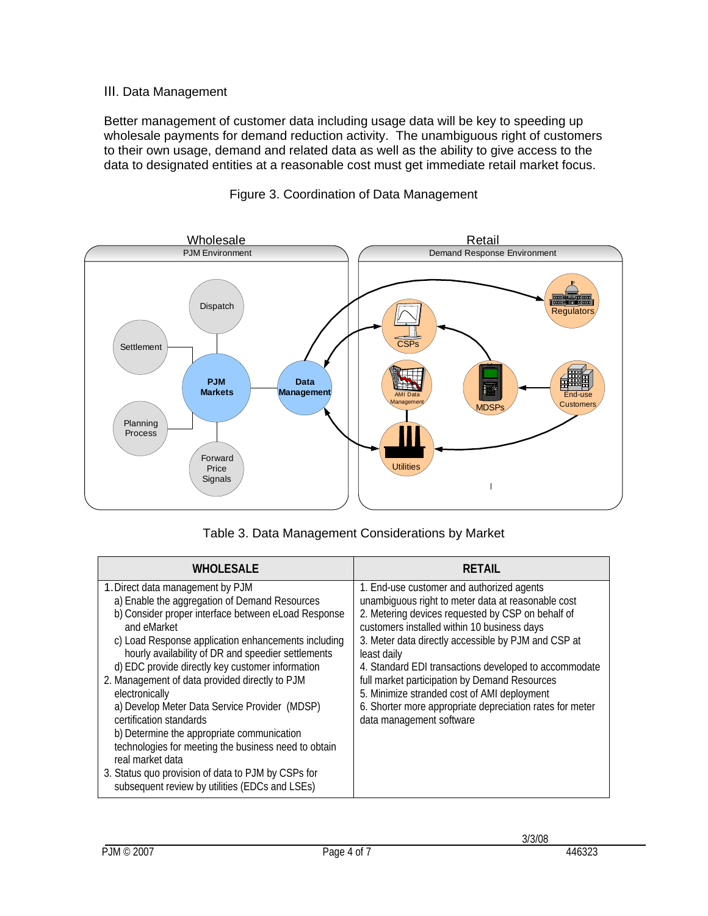## III. Data Management

Better management of customer data including usage data will be key to speeding up wholesale payments for demand reduction activity. The unambiguous right of customers to their own usage, demand and related data as well as the ability to give access to the data to designated entities at a reasonable cost must get immediate retail market focus.

Figure 3. Coordination of Data Management

Table 3. Data Management Considerations by Market

| WHOLESALE | RETAIL |
|---|---|
| 1. Direct data management by PJM<br>a) Enable the aggregation of Demand Resources<br>b) Consider proper interface between eLoad Response and eMarket<br>c) Load Response application enhancements including hourly availability of DR and speedier settlements<br>d) EDC provide directly key customer information<br>2. Management of data provided directly to PJM electronically<br>a) Develop Meter Data Service Provider (MDSP) certification standards<br>b) Determine the appropriate communication technologies for meeting the business need to obtain real market data<br>3. Status quo provision of data to PJM by CSPs for subsequent review by utilities (EDCs and LSEs) | 1. End-use customer and authorized agents unambiguous right to meter data at reasonable cost<br>2. Metering devices requested by CSP on behalf of customers installed within 10 business days<br>3. Meter data directly accessible by PJM and CSP at least daily<br>4. Standard EDI transactions developed to accommodate full market participation by Demand Resources<br>5. Minimize stranded cost of AMI deployment<br>6. Shorter more appropriate depreciation rates for meter data management software |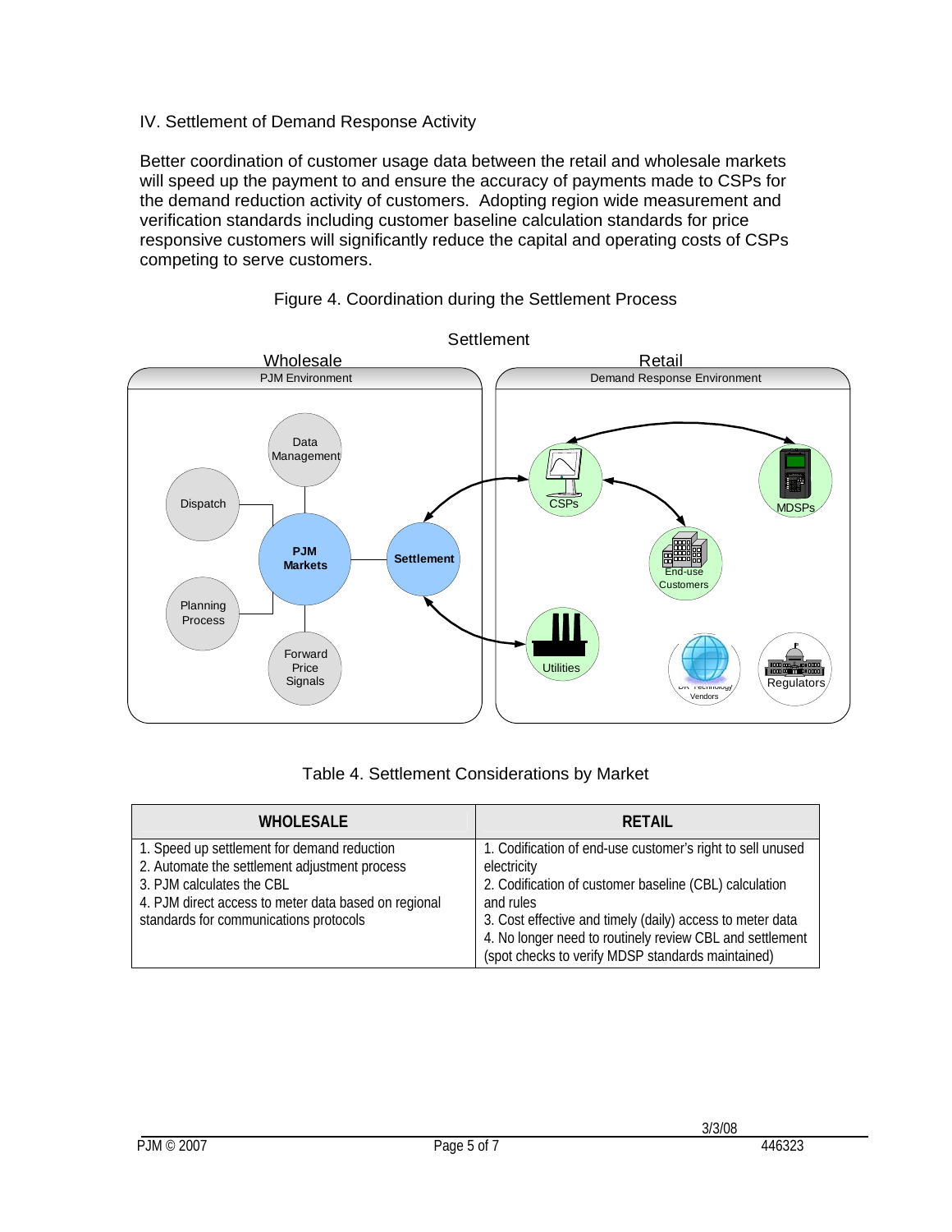## IV. Settlement of Demand Response Activity

Better coordination of customer usage data between the retail and wholesale markets will speed up the payment to and ensure the accuracy of payments made to CSPs for the demand reduction activity of customers. Adopting region wide measurement and verification standards including customer baseline calculation standards for price responsive customers will significantly reduce the capital and operating costs of CSPs competing to serve customers.

Figure 4. Coordination during the Settlement Process

Table 4. Settlement Considerations by Market

| WHOLESALE | RETAIL |
|---|---|
| 1. Speed up settlement for demand reduction<br>2. Automate the settlement adjustment process<br>3. PJM calculates the CBL<br>4. PJM direct access to meter data based on regional standards for communications protocols | 1. Codification of end-use customer's right to sell unused electricity<br>2. Codification of customer baseline (CBL) calculation and rules<br>3. Cost effective and timely (daily) access to meter data<br>4. No longer need to routinely review CBL and settlement (spot checks to verify MDSP standards maintained) |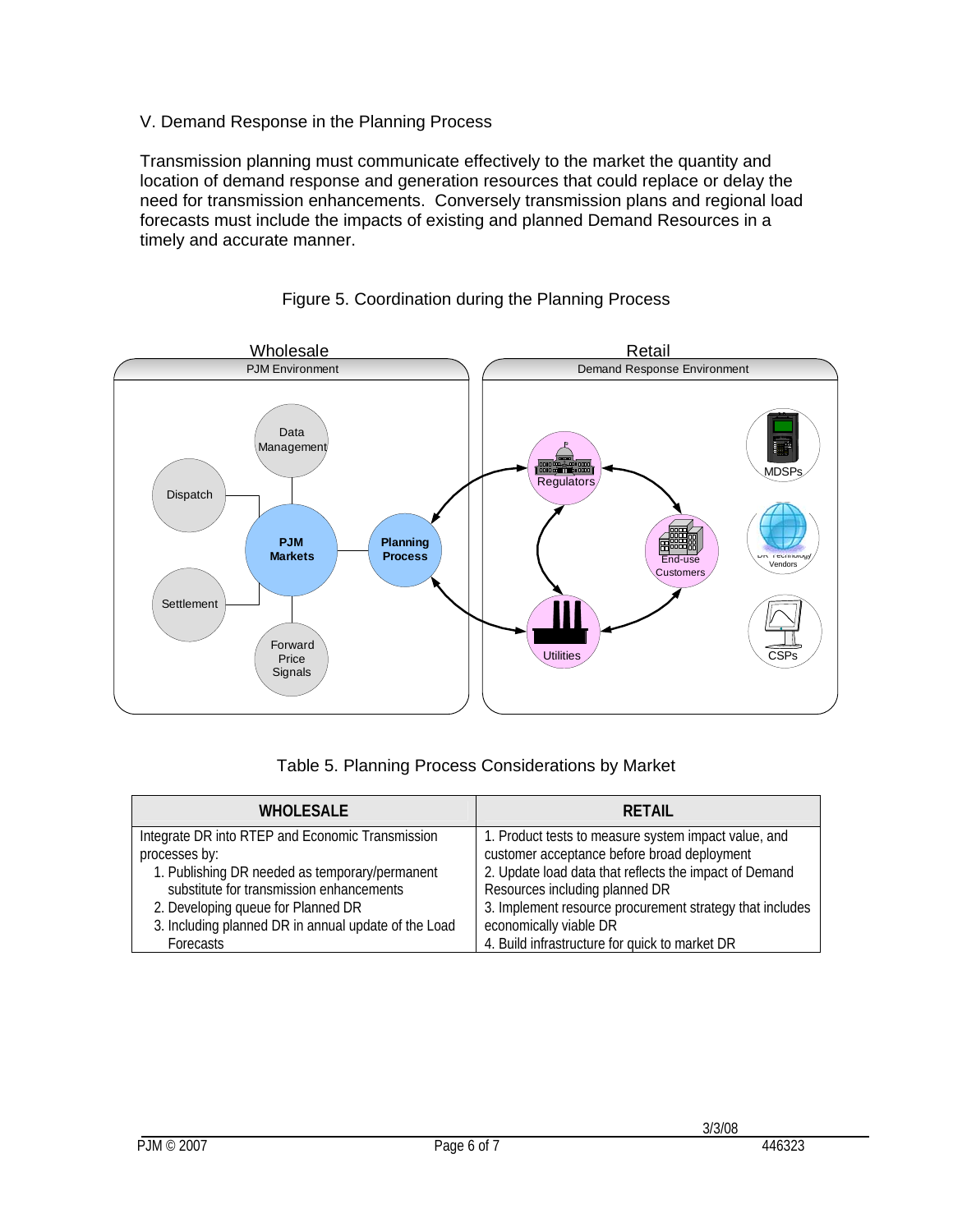## V. Demand Response in the Planning Process

Transmission planning must communicate effectively to the market the quantity and location of demand response and generation resources that could replace or delay the need for transmission enhancements. Conversely transmission plans and regional load forecasts must include the impacts of existing and planned Demand Resources in a timely and accurate manner.

Figure 5. Coordination during the Planning Process

Table 5. Planning Process Considerations by Market

| WHOLESALE | RETAIL |
|---|---|
| Integrate DR into RTEP and Economic Transmission processes by:<br>1. Publishing DR needed as temporary/permanent substitute for transmission enhancements<br>2. Developing queue for Planned DR<br>3. Including planned DR in annual update of the Load Forecasts | 1. Product tests to measure system impact value, and customer acceptance before broad deployment<br>2. Update load data that reflects the impact of Demand Resources including planned DR<br>3. Implement resource procurement strategy that includes economically viable DR<br>4. Build infrastructure for quick to market DR |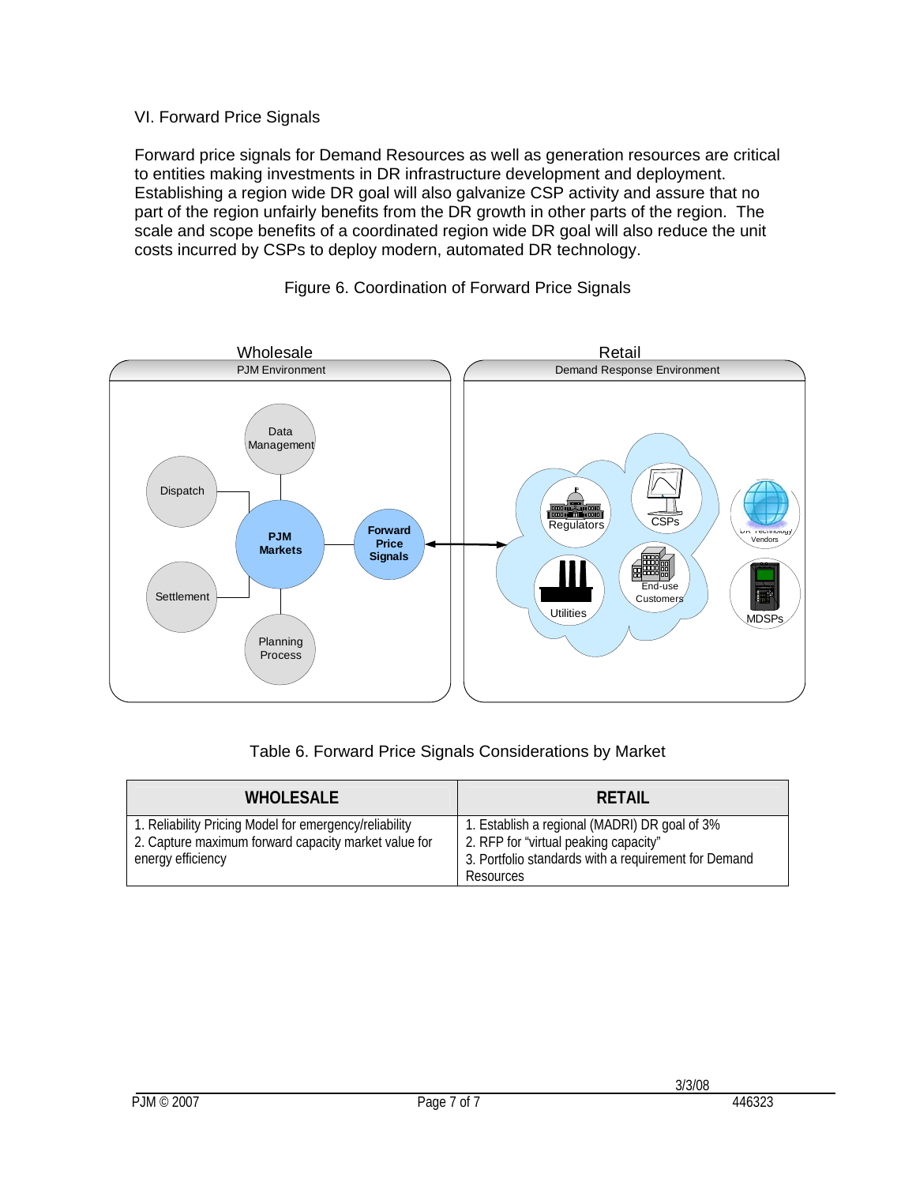## VI. Forward Price Signals

Forward price signals for Demand Resources as well as generation resources are critical to entities making investments in DR infrastructure development and deployment. Establishing a region wide DR goal will also galvanize CSP activity and assure that no part of the region unfairly benefits from the DR growth in other parts of the region. The scale and scope benefits of a coordinated region wide DR goal will also reduce the unit costs incurred by CSPs to deploy modern, automated DR technology.

Figure 6. Coordination of Forward Price Signals

Wholesale
PJM Environment
Data Management
Dispatch
PJM Markets
Forward Price Signals
Settlement
Planning Process

Retail
Demand Response Environment
Regulators
CSPs
DR Technology Vendors
Utilities
End-use Customers
MDSPs

Table 6. Forward Price Signals Considerations by Market

| WHOLESALE | RETAIL |
|---|---|
| 1. Reliability Pricing Model for emergency/reliability<br>2. Capture maximum forward capacity market value for energy efficiency | 1. Establish a regional (MADRI) DR goal of 3%<br>2. RFP for "virtual peaking capacity"<br>3. Portfolio standards with a requirement for Demand Resources |

3/3/08
446323